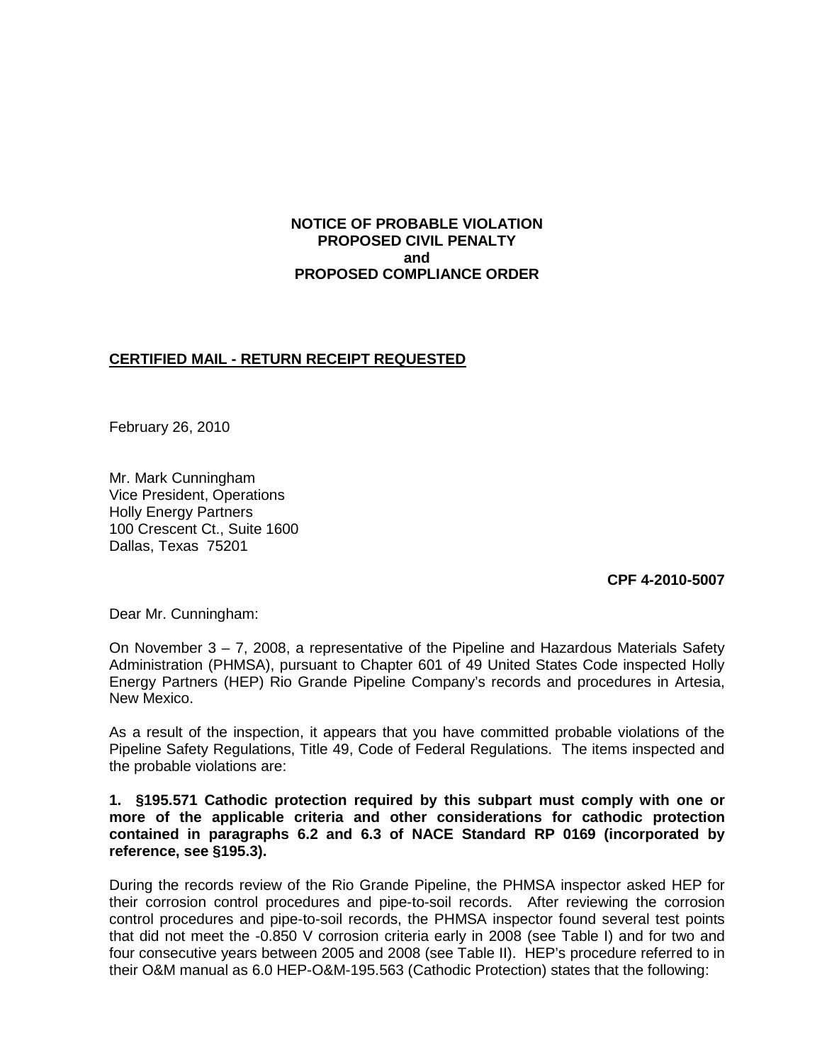**NOTICE OF PROBABLE VIOLATION**
**PROPOSED CIVIL PENALTY**
**and**
**PROPOSED COMPLIANCE ORDER**

**CERTIFIED MAIL - RETURN RECEIPT REQUESTED**

February 26, 2010

Mr. Mark Cunningham
Vice President, Operations
Holly Energy Partners
100 Crescent Ct., Suite 1600
Dallas, Texas 75201

**CPF 4-2010-5007**

Dear Mr. Cunningham:

On November 3 – 7, 2008, a representative of the Pipeline and Hazardous Materials Safety Administration (PHMSA), pursuant to Chapter 601 of 49 United States Code inspected Holly Energy Partners (HEP) Rio Grande Pipeline Company's records and procedures in Artesia, New Mexico.

As a result of the inspection, it appears that you have committed probable violations of the Pipeline Safety Regulations, Title 49, Code of Federal Regulations. The items inspected and the probable violations are:

**1. §195.571 Cathodic protection required by this subpart must comply with one or more of the applicable criteria and other considerations for cathodic protection contained in paragraphs 6.2 and 6.3 of NACE Standard RP 0169 (incorporated by reference, see §195.3).**

During the records review of the Rio Grande Pipeline, the PHMSA inspector asked HEP for their corrosion control procedures and pipe-to-soil records. After reviewing the corrosion control procedures and pipe-to-soil records, the PHMSA inspector found several test points that did not meet the -0.850 V corrosion criteria early in 2008 (see Table I) and for two and four consecutive years between 2005 and 2008 (see Table II). HEP's procedure referred to in their O&M manual as 6.0 HEP-O&M-195.563 (Cathodic Protection) states that the following: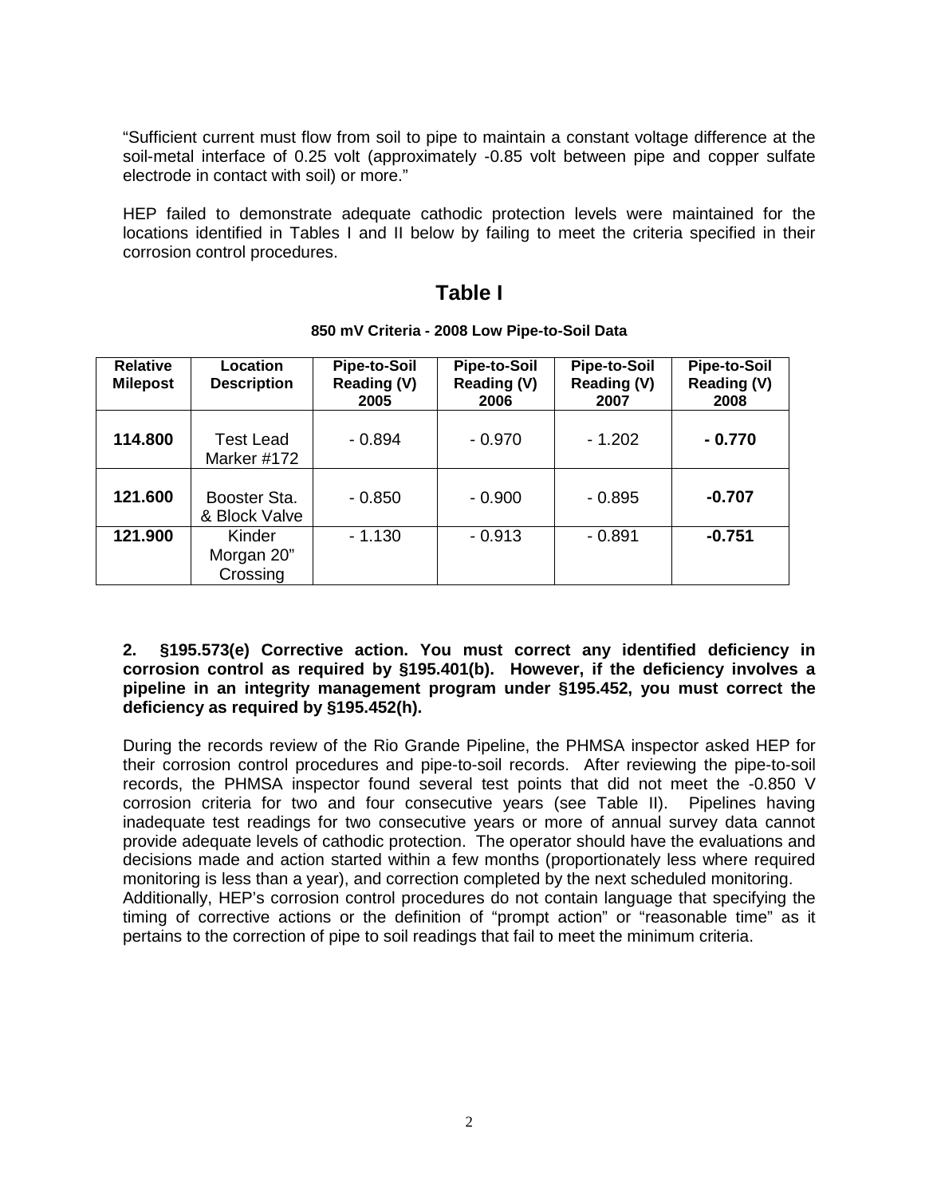"Sufficient current must flow from soil to pipe to maintain a constant voltage difference at the soil-metal interface of 0.25 volt (approximately -0.85 volt between pipe and copper sulfate electrode in contact with soil) or more."

HEP failed to demonstrate adequate cathodic protection levels were maintained for the locations identified in Tables I and II below by failing to meet the criteria specified in their corrosion control procedures.

## Table I

**850 mV Criteria - 2008 Low Pipe-to-Soil Data**

| Relative Milepost | Location Description | Pipe-to-Soil Reading (V) 2005 | Pipe-to-Soil Reading (V) 2006 | Pipe-to-Soil Reading (V) 2007 | Pipe-to-Soil Reading (V) 2008 |
|---|---|---|---|---|---|
| **114.800** | Test Lead Marker #172 | - 0.894 | - 0.970 | - 1.202 | **- 0.770** |
| **121.600** | Booster Sta. & Block Valve | - 0.850 | - 0.900 | - 0.895 | **-0.707** |
| **121.900** | Kinder Morgan 20" Crossing | - 1.130 | - 0.913 | - 0.891 | **-0.751** |

**2. §195.573(e) Corrective action. You must correct any identified deficiency in corrosion control as required by §195.401(b). However, if the deficiency involves a pipeline in an integrity management program under §195.452, you must correct the deficiency as required by §195.452(h).**

During the records review of the Rio Grande Pipeline, the PHMSA inspector asked HEP for their corrosion control procedures and pipe-to-soil records. After reviewing the pipe-to-soil records, the PHMSA inspector found several test points that did not meet the -0.850 V corrosion criteria for two and four consecutive years (see Table II). Pipelines having inadequate test readings for two consecutive years or more of annual survey data cannot provide adequate levels of cathodic protection. The operator should have the evaluations and decisions made and action started within a few months (proportionately less where required monitoring is less than a year), and correction completed by the next scheduled monitoring.
Additionally, HEP's corrosion control procedures do not contain language that specifying the timing of corrective actions or the definition of "prompt action" or "reasonable time" as it pertains to the correction of pipe to soil readings that fail to meet the minimum criteria.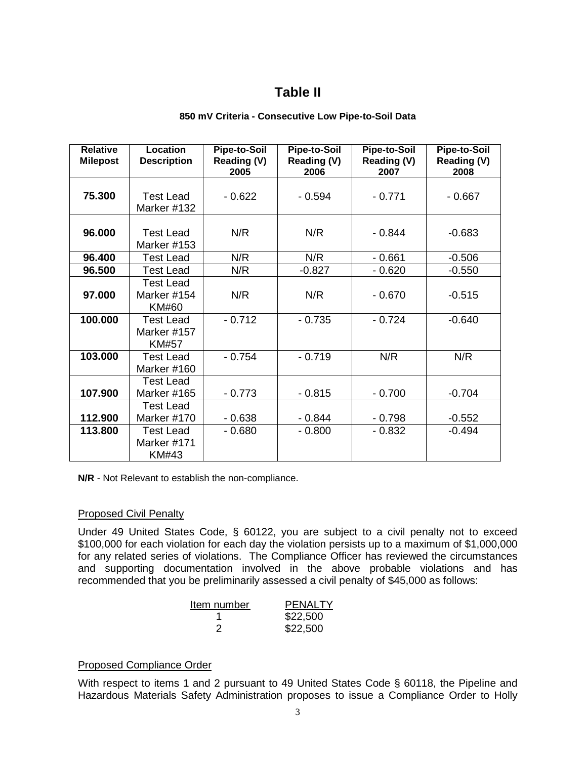# Table II

**850 mV Criteria - Consecutive Low Pipe-to-Soil Data**

| Relative Milepost | Location Description | Pipe-to-Soil Reading (V) 2005 | Pipe-to-Soil Reading (V) 2006 | Pipe-to-Soil Reading (V) 2007 | Pipe-to-Soil Reading (V) 2008 |
|---|---|---|---|---|---|
| **75.300** | Test Lead Marker #132 | - 0.622 | - 0.594 | - 0.771 | - 0.667 |
| **96.000** | Test Lead Marker #153 | N/R | N/R | - 0.844 | -0.683 |
| **96.400** | Test Lead | N/R | N/R | - 0.661 | -0.506 |
| **96.500** | Test Lead | N/R | -0.827 | - 0.620 | -0.550 |
| **97.000** | Test Lead Marker #154 KM#60 | N/R | N/R | - 0.670 | -0.515 |
| **100.000** | Test Lead Marker #157 KM#57 | - 0.712 | - 0.735 | - 0.724 | -0.640 |
| **103.000** | Test Lead Marker #160 | - 0.754 | - 0.719 | N/R | N/R |
| **107.900** | Test Lead Marker #165 | - 0.773 | - 0.815 | - 0.700 | -0.704 |
| **112.900** | Test Lead Marker #170 | - 0.638 | - 0.844 | - 0.798 | -0.552 |
| **113.800** | Test Lead Marker #171 KM#43 | - 0.680 | - 0.800 | - 0.832 | -0.494 |

**N/R** - Not Relevant to establish the non-compliance.

## Proposed Civil Penalty

Under 49 United States Code, § 60122, you are subject to a civil penalty not to exceed $100,000 for each violation for each day the violation persists up to a maximum of $1,000,000 for any related series of violations. The Compliance Officer has reviewed the circumstances and supporting documentation involved in the above probable violations and has recommended that you be preliminarily assessed a civil penalty of $45,000 as follows:

| Item number | PENALTY |
|---|---|
| 1 | $22,500 |
| 2 | $22,500 |

## Proposed Compliance Order

With respect to items 1 and 2 pursuant to 49 United States Code § 60118, the Pipeline and Hazardous Materials Safety Administration proposes to issue a Compliance Order to Holly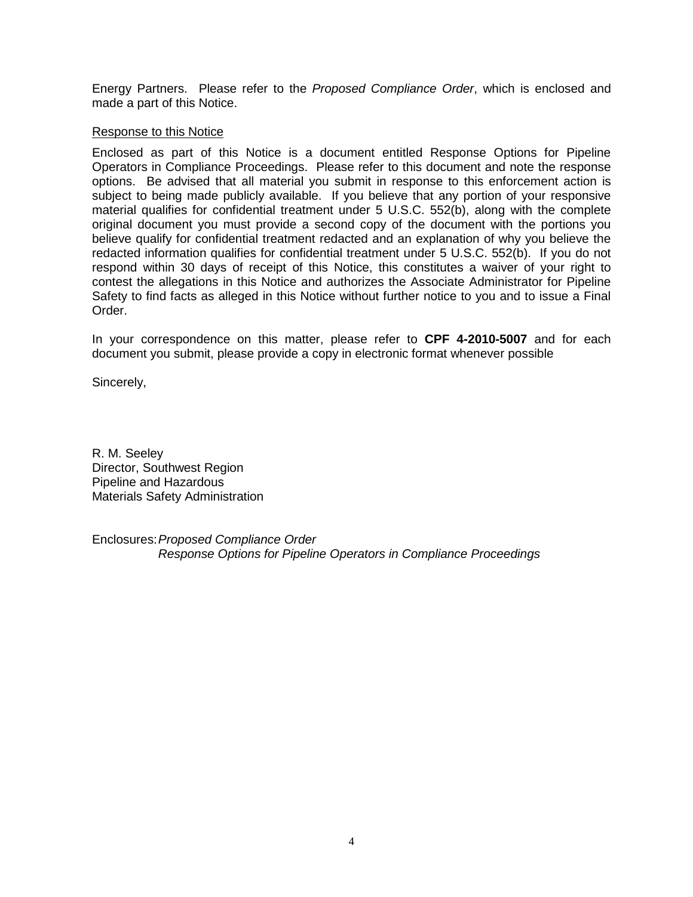Energy Partners. Please refer to the *Proposed Compliance Order*, which is enclosed and made a part of this Notice.

Response to this Notice

Enclosed as part of this Notice is a document entitled Response Options for Pipeline Operators in Compliance Proceedings. Please refer to this document and note the response options. Be advised that all material you submit in response to this enforcement action is subject to being made publicly available. If you believe that any portion of your responsive material qualifies for confidential treatment under 5 U.S.C. 552(b), along with the complete original document you must provide a second copy of the document with the portions you believe qualify for confidential treatment redacted and an explanation of why you believe the redacted information qualifies for confidential treatment under 5 U.S.C. 552(b). If you do not respond within 30 days of receipt of this Notice, this constitutes a waiver of your right to contest the allegations in this Notice and authorizes the Associate Administrator for Pipeline Safety to find facts as alleged in this Notice without further notice to you and to issue a Final Order.

In your correspondence on this matter, please refer to **CPF 4-2010-5007** and for each document you submit, please provide a copy in electronic format whenever possible

Sincerely,

R. M. Seeley
Director, Southwest Region
Pipeline and Hazardous
Materials Safety Administration

Enclosures: *Proposed Compliance Order*
*Response Options for Pipeline Operators in Compliance Proceedings*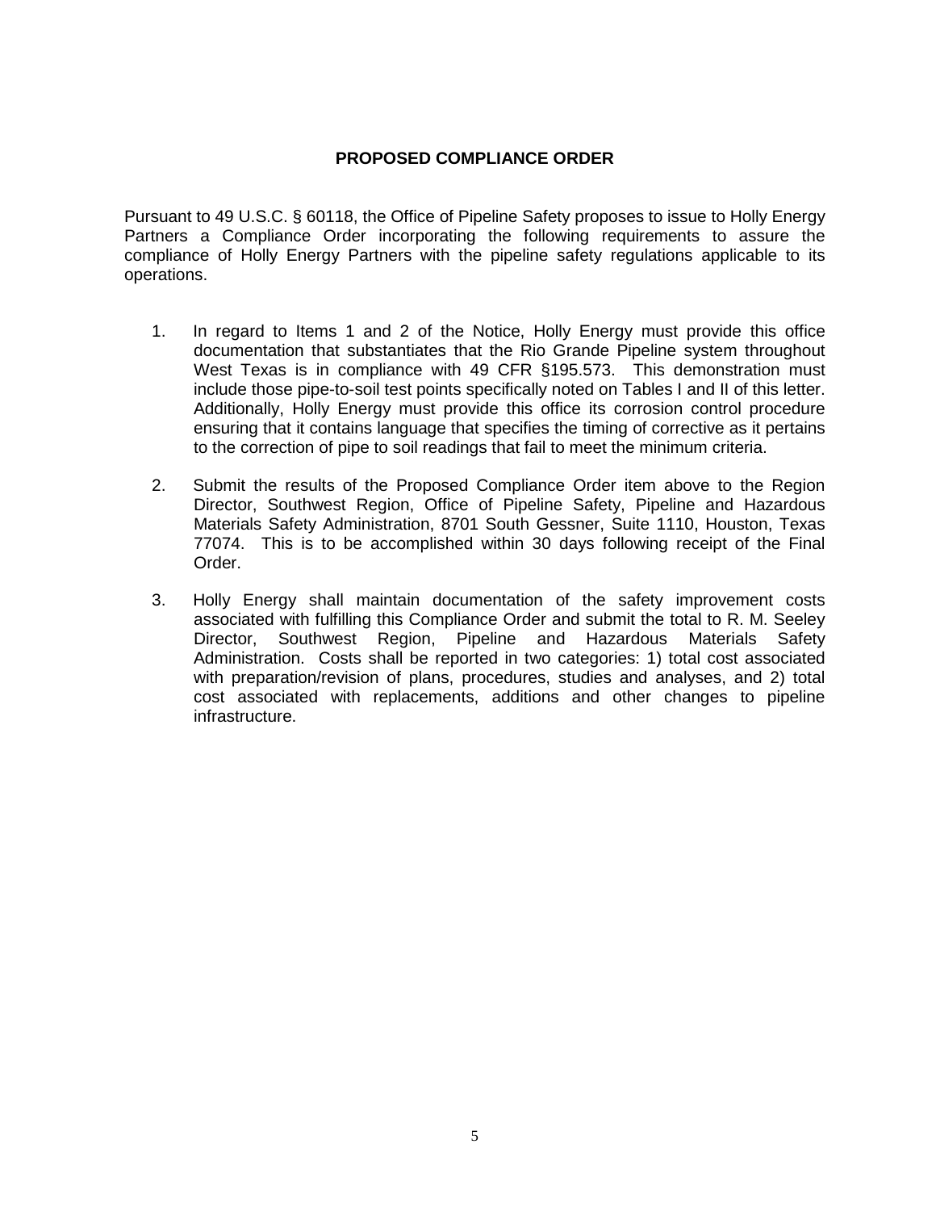**PROPOSED COMPLIANCE ORDER**

Pursuant to 49 U.S.C. § 60118, the Office of Pipeline Safety proposes to issue to Holly Energy Partners a Compliance Order incorporating the following requirements to assure the compliance of Holly Energy Partners with the pipeline safety regulations applicable to its operations.

1. In regard to Items 1 and 2 of the Notice, Holly Energy must provide this office documentation that substantiates that the Rio Grande Pipeline system throughout West Texas is in compliance with 49 CFR §195.573. This demonstration must include those pipe-to-soil test points specifically noted on Tables I and II of this letter. Additionally, Holly Energy must provide this office its corrosion control procedure ensuring that it contains language that specifies the timing of corrective as it pertains to the correction of pipe to soil readings that fail to meet the minimum criteria.

2. Submit the results of the Proposed Compliance Order item above to the Region Director, Southwest Region, Office of Pipeline Safety, Pipeline and Hazardous Materials Safety Administration, 8701 South Gessner, Suite 1110, Houston, Texas 77074. This is to be accomplished within 30 days following receipt of the Final Order.

3. Holly Energy shall maintain documentation of the safety improvement costs associated with fulfilling this Compliance Order and submit the total to R. M. Seeley Director, Southwest Region, Pipeline and Hazardous Materials Safety Administration. Costs shall be reported in two categories: 1) total cost associated with preparation/revision of plans, procedures, studies and analyses, and 2) total cost associated with replacements, additions and other changes to pipeline infrastructure.